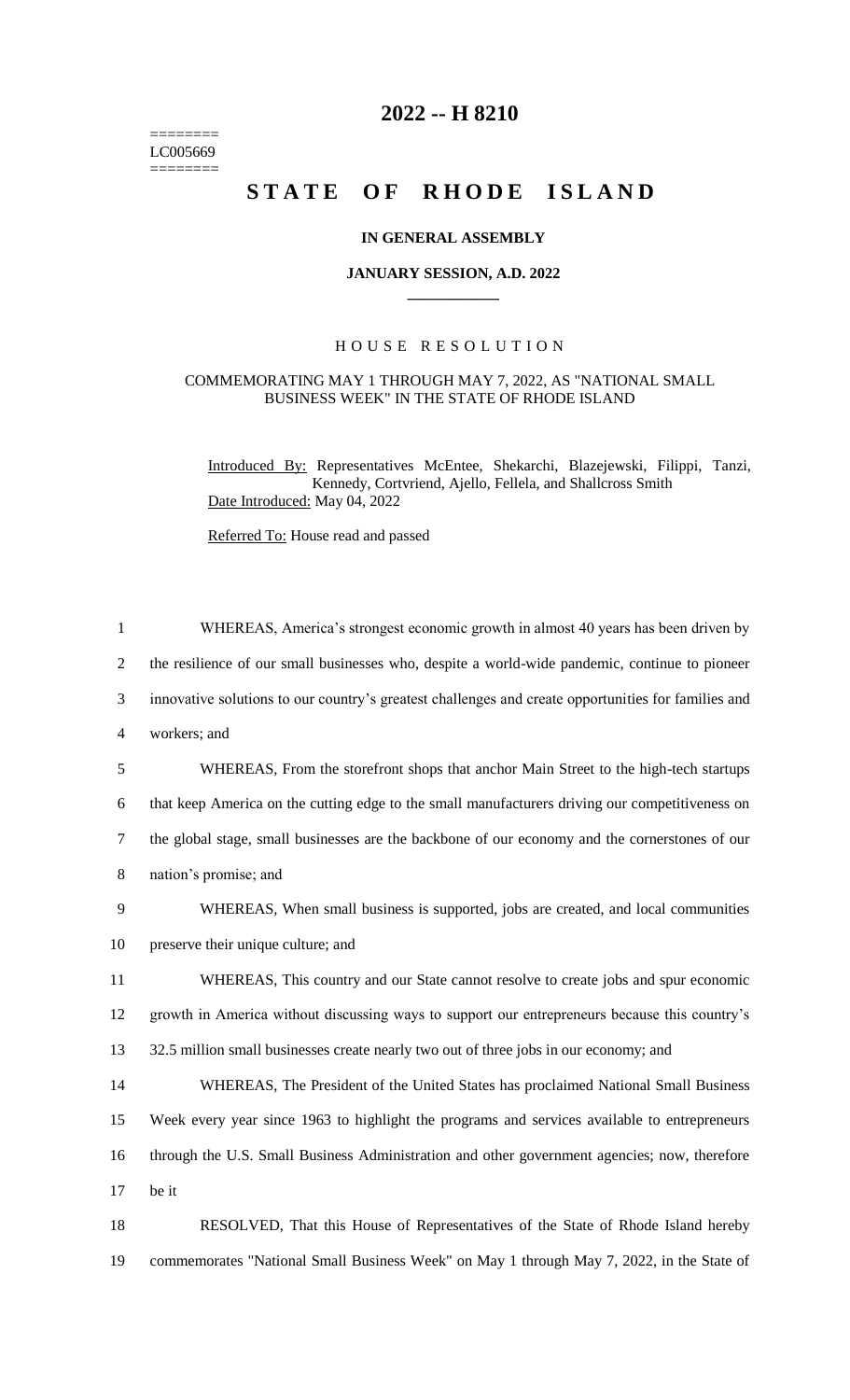# 2022 -- H 8210

========
LC005669
========

## STATE OF RHODE ISLAND

### IN GENERAL ASSEMBLY

### JANUARY SESSION, A.D. 2022

---

HOUSE RESOLUTION

COMMEMORATING MAY 1 THROUGH MAY 7, 2022, AS "NATIONAL SMALL BUSINESS WEEK" IN THE STATE OF RHODE ISLAND

Introduced By: Representatives McEntee, Shekarchi, Blazejewski, Filippi, Tanzi, Kennedy, Cortvriend, Ajello, Fellela, and Shallcross Smith

Date Introduced: May 04, 2022

Referred To: House read and passed

1 WHEREAS, America's strongest economic growth in almost 40 years has been driven by
2 the resilience of our small businesses who, despite a world-wide pandemic, continue to pioneer
3 innovative solutions to our country's greatest challenges and create opportunities for families and
4 workers; and
5 WHEREAS, From the storefront shops that anchor Main Street to the high-tech startups
6 that keep America on the cutting edge to the small manufacturers driving our competitiveness on
7 the global stage, small businesses are the backbone of our economy and the cornerstones of our
8 nation's promise; and
9 WHEREAS, When small business is supported, jobs are created, and local communities
10 preserve their unique culture; and
11 WHEREAS, This country and our State cannot resolve to create jobs and spur economic
12 growth in America without discussing ways to support our entrepreneurs because this country's
13 32.5 million small businesses create nearly two out of three jobs in our economy; and
14 WHEREAS, The President of the United States has proclaimed National Small Business
15 Week every year since 1963 to highlight the programs and services available to entrepreneurs
16 through the U.S. Small Business Administration and other government agencies; now, therefore
17 be it
18 RESOLVED, That this House of Representatives of the State of Rhode Island hereby
19 commemorates "National Small Business Week" on May 1 through May 7, 2022, in the State of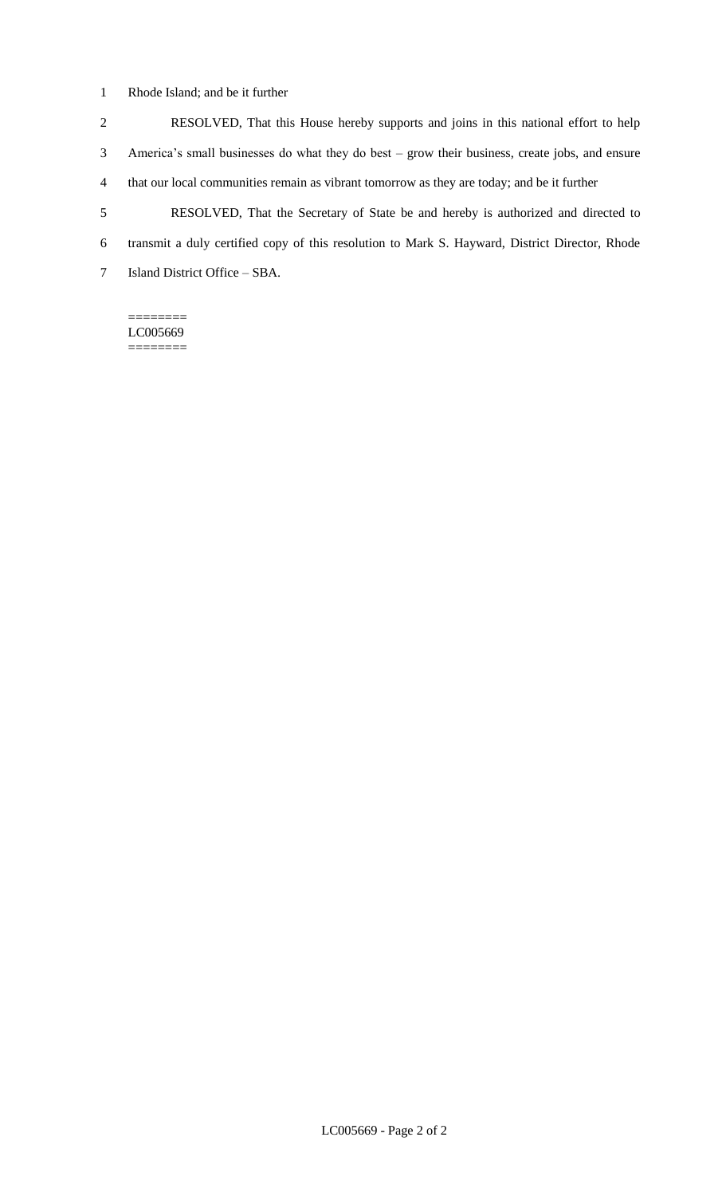Rhode Island; and be it further

RESOLVED, That this House hereby supports and joins in this national effort to help America's small businesses do what they do best – grow their business, create jobs, and ensure that our local communities remain as vibrant tomorrow as they are today; and be it further

RESOLVED, That the Secretary of State be and hereby is authorized and directed to transmit a duly certified copy of this resolution to Mark S. Hayward, District Director, Rhode Island District Office – SBA.

========
LC005669
========